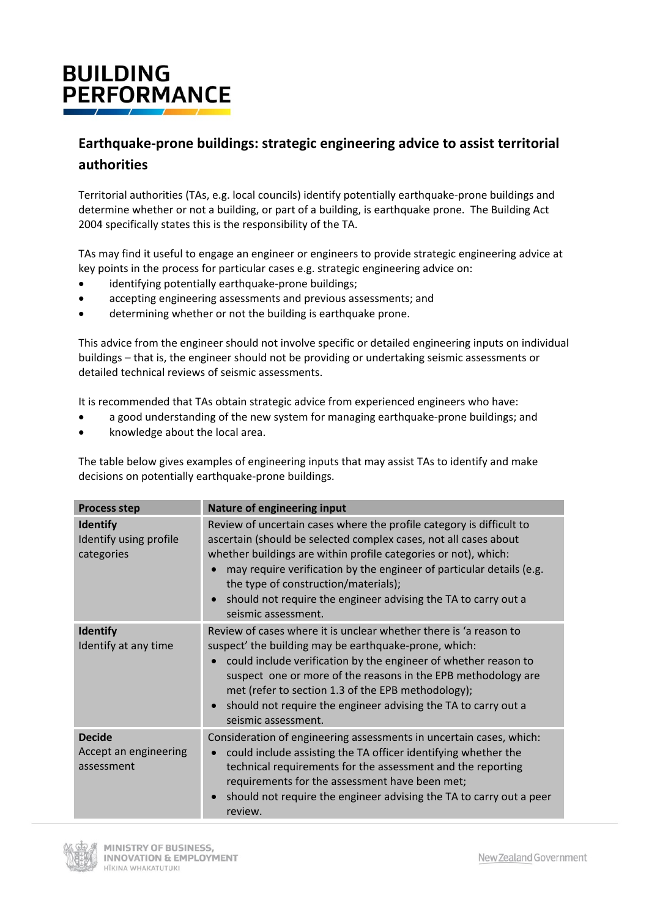# BUILDING PERFORMANCE

## Earthquake-prone buildings: strategic engineering advice to assist territorial authorities

Territorial authorities (TAs, e.g. local councils) identify potentially earthquake-prone buildings and determine whether or not a building, or part of a building, is earthquake prone. The Building Act 2004 specifically states this is the responsibility of the TA.

TAs may find it useful to engage an engineer or engineers to provide strategic engineering advice at key points in the process for particular cases e.g. strategic engineering advice on:

- identifying potentially earthquake-prone buildings;
- accepting engineering assessments and previous assessments; and
- determining whether or not the building is earthquake prone.

This advice from the engineer should not involve specific or detailed engineering inputs on individual buildings – that is, the engineer should not be providing or undertaking seismic assessments or detailed technical reviews of seismic assessments.

It is recommended that TAs obtain strategic advice from experienced engineers who have:

- a good understanding of the new system for managing earthquake-prone buildings; and
- knowledge about the local area.

The table below gives examples of engineering inputs that may assist TAs to identify and make decisions on potentially earthquake-prone buildings.

| Process step | Nature of engineering input |
|---|---|
| **Identify**<br>Identify using profile categories | Review of uncertain cases where the profile category is difficult to ascertain (should be selected complex cases, not all cases about whether buildings are within profile categories or not), which:<br>• may require verification by the engineer of particular details (e.g. the type of construction/materials);<br>• should not require the engineer advising the TA to carry out a seismic assessment. |
| **Identify**<br>Identify at any time | Review of cases where it is unclear whether there is 'a reason to suspect' the building may be earthquake-prone, which:<br>• could include verification by the engineer of whether reason to suspect one or more of the reasons in the EPB methodology are met (refer to section 1.3 of the EPB methodology);<br>• should not require the engineer advising the TA to carry out a seismic assessment. |
| **Decide**<br>Accept an engineering assessment | Consideration of engineering assessments in uncertain cases, which:<br>• could include assisting the TA officer identifying whether the technical requirements for the assessment and the reporting requirements for the assessment have been met;<br>• should not require the engineer advising the TA to carry out a peer review. |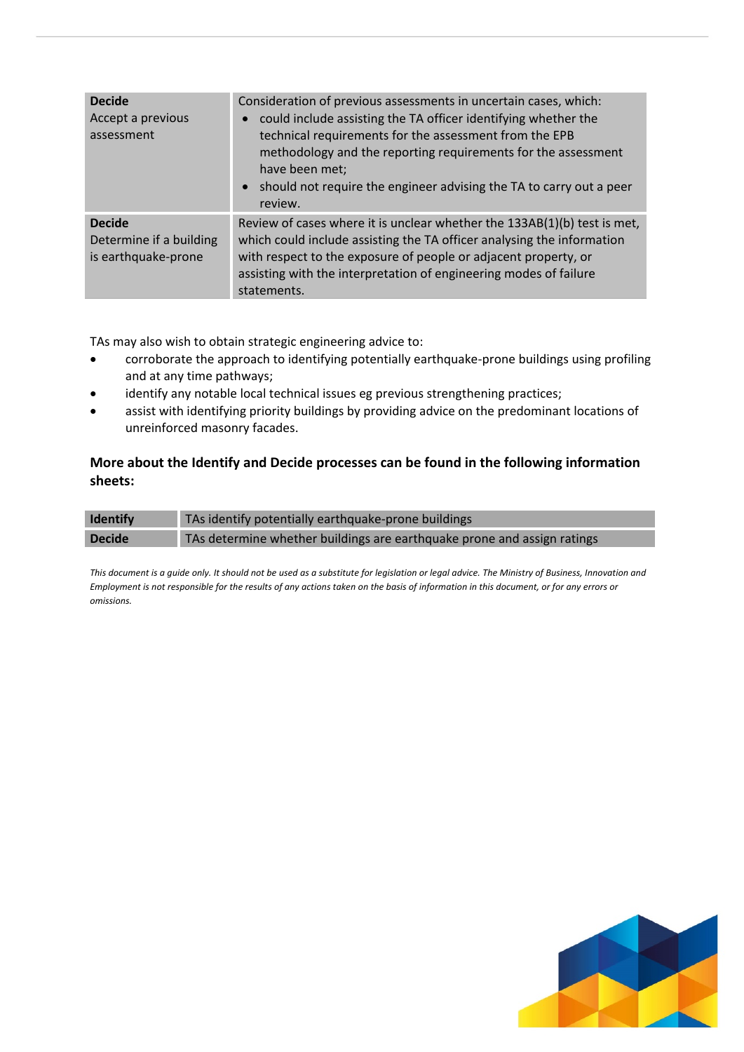| | |
|---|---|
| **Decide**<br>Accept a previous assessment | Consideration of previous assessments in uncertain cases, which:<br>• could include assisting the TA officer identifying whether the technical requirements for the assessment from the EPB methodology and the reporting requirements for the assessment have been met;<br>• should not require the engineer advising the TA to carry out a peer review. |
| **Decide**<br>Determine if a building is earthquake-prone | Review of cases where it is unclear whether the 133AB(1)(b) test is met, which could include assisting the TA officer analysing the information with respect to the exposure of people or adjacent property, or assisting with the interpretation of engineering modes of failure statements. |

TAs may also wish to obtain strategic engineering advice to:

- corroborate the approach to identifying potentially earthquake-prone buildings using profiling and at any time pathways;
- identify any notable local technical issues eg previous strengthening practices;
- assist with identifying priority buildings by providing advice on the predominant locations of unreinforced masonry facades.

### More about the Identify and Decide processes can be found in the following information sheets:

| | |
|---|---|
| **Identify** | TAs identify potentially earthquake-prone buildings |
| **Decide** | TAs determine whether buildings are earthquake prone and assign ratings |

*This document is a guide only. It should not be used as a substitute for legislation or legal advice. The Ministry of Business, Innovation and Employment is not responsible for the results of any actions taken on the basis of information in this document, or for any errors or omissions.*